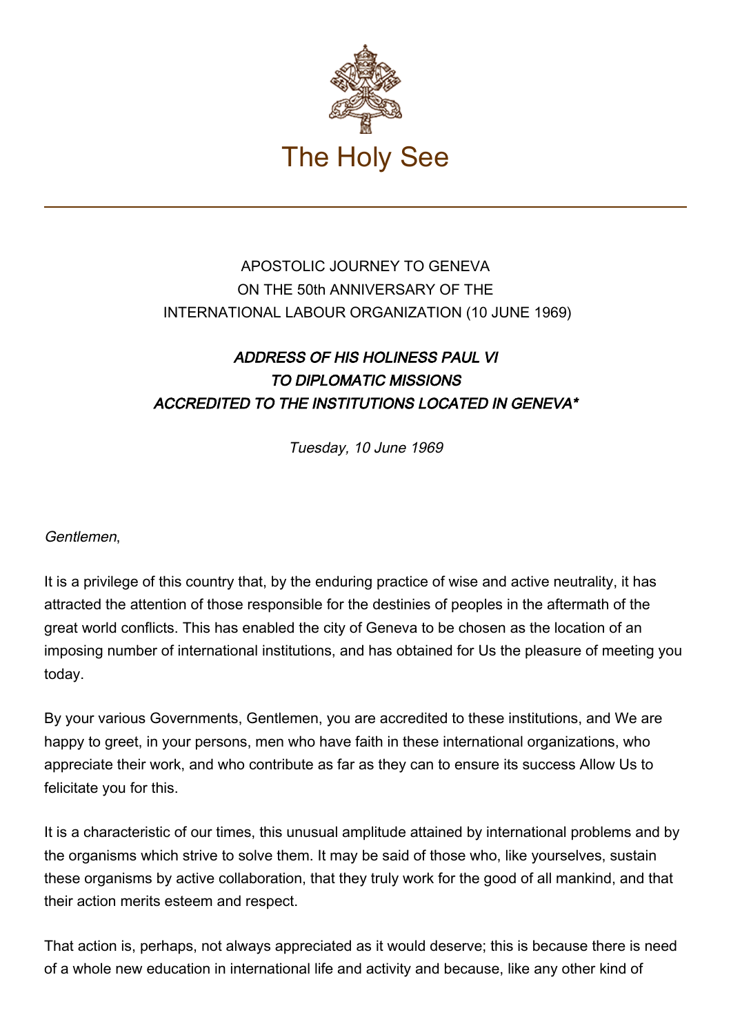# The Holy See

APOSTOLIC JOURNEY TO GENEVA
ON THE 50th ANNIVERSARY OF THE
INTERNATIONAL LABOUR ORGANIZATION (10 JUNE 1969)

## *ADDRESS OF HIS HOLINESS PAUL VI TO DIPLOMATIC MISSIONS ACCREDITED TO THE INSTITUTIONS LOCATED IN GENEVA**

*Tuesday, 10 June 1969*

*Gentlemen*,

It is a privilege of this country that, by the enduring practice of wise and active neutrality, it has attracted the attention of those responsible for the destinies of peoples in the aftermath of the great world conflicts. This has enabled the city of Geneva to be chosen as the location of an imposing number of international institutions, and has obtained for Us the pleasure of meeting you today.

By your various Governments, Gentlemen, you are accredited to these institutions, and We are happy to greet, in your persons, men who have faith in these international organizations, who appreciate their work, and who contribute as far as they can to ensure its success Allow Us to felicitate you for this.

It is a characteristic of our times, this unusual amplitude attained by international problems and by the organisms which strive to solve them. It may be said of those who, like yourselves, sustain these organisms by active collaboration, that they truly work for the good of all mankind, and that their action merits esteem and respect.

That action is, perhaps, not always appreciated as it would deserve; this is because there is need of a whole new education in international life and activity and because, like any other kind of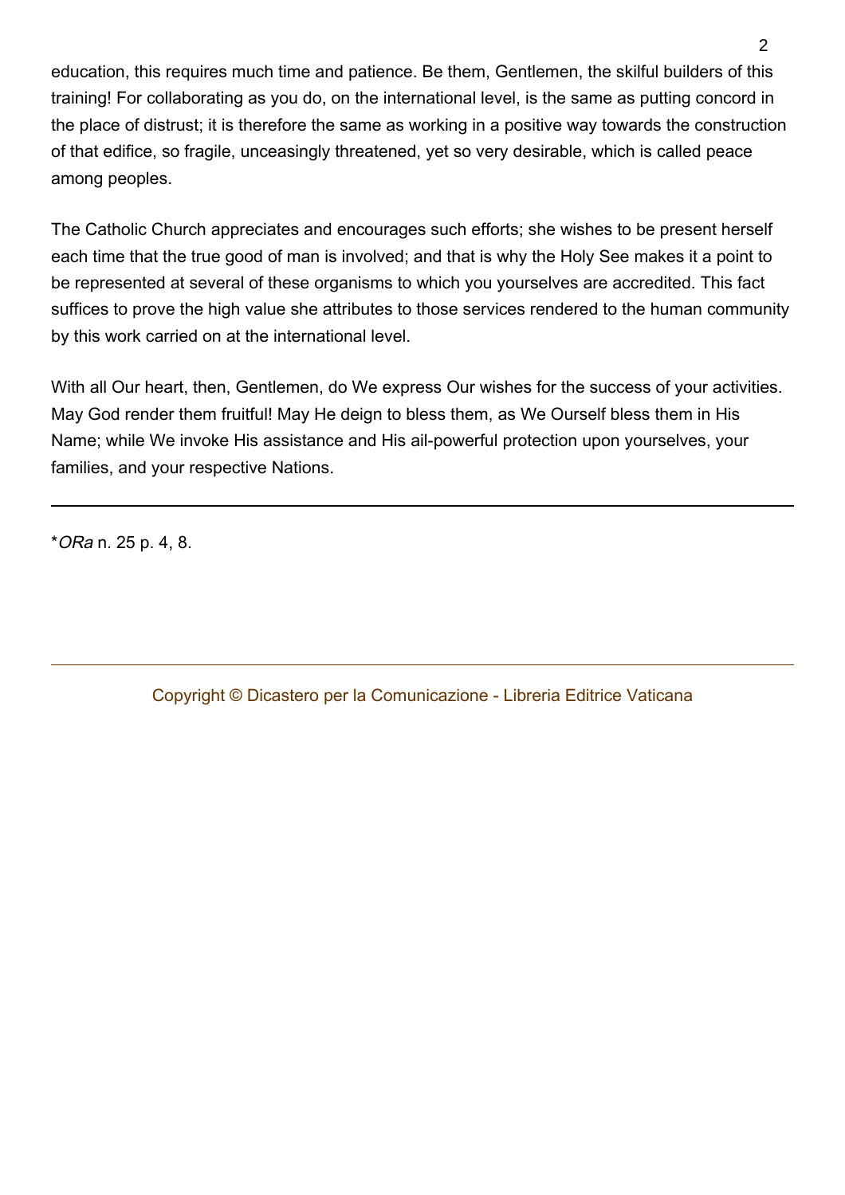education, this requires much time and patience. Be them, Gentlemen, the skilful builders of this training! For collaborating as you do, on the international level, is the same as putting concord in the place of distrust; it is therefore the same as working in a positive way towards the construction of that edifice, so fragile, unceasingly threatened, yet so very desirable, which is called peace among peoples.

The Catholic Church appreciates and encourages such efforts; she wishes to be present herself each time that the true good of man is involved; and that is why the Holy See makes it a point to be represented at several of these organisms to which you yourselves are accredited. This fact suffices to prove the high value she attributes to those services rendered to the human community by this work carried on at the international level.

With all Our heart, then, Gentlemen, do We express Our wishes for the success of your activities. May God render them fruitful! May He deign to bless them, as We Ourself bless them in His Name; while We invoke His assistance and His ail-powerful protection upon yourselves, your families, and your respective Nations.

---

**ORa* n. 25 p. 4, 8.

---

Copyright © Dicastero per la Comunicazione - Libreria Editrice Vaticana